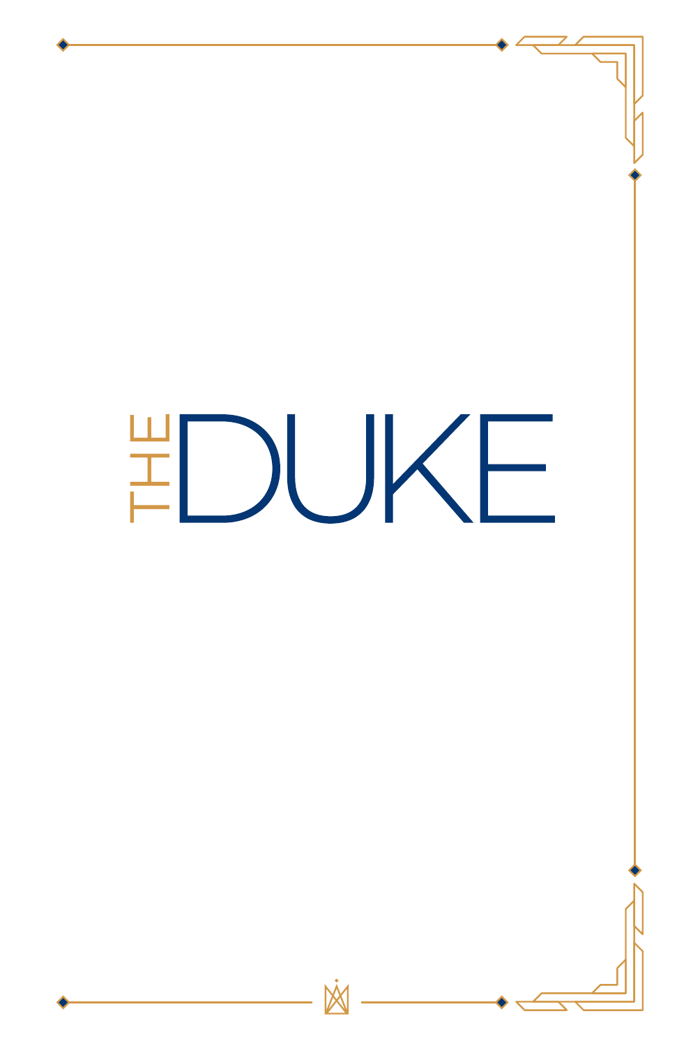# THE DUKE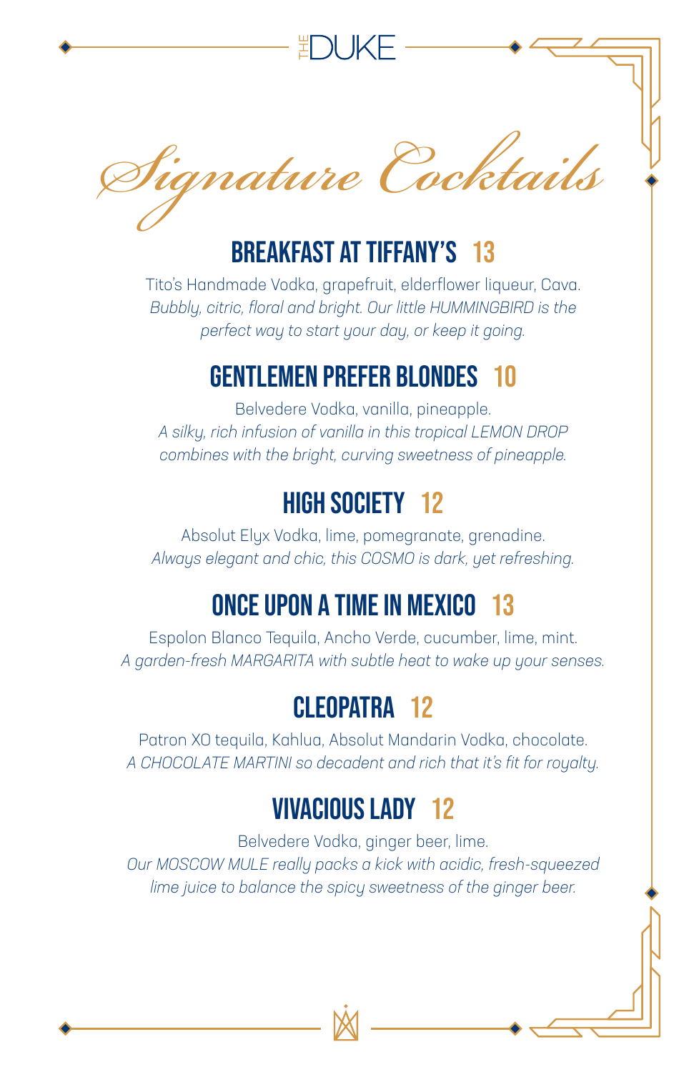THE DUKE

# Signature Cocktails

## BREAKFAST AT TIFFANY'S 13

Tito's Handmade Vodka, grapefruit, elderflower liqueur, Cava.
*Bubbly, citric, floral and bright. Our little HUMMINGBIRD is the perfect way to start your day, or keep it going.*

## GENTLEMEN PREFER BLONDES 10

Belvedere Vodka, vanilla, pineapple.
*A silky, rich infusion of vanilla in this tropical LEMON DROP combines with the bright, curving sweetness of pineapple.*

## HIGH SOCIETY 12

Absolut Elyx Vodka, lime, pomegranate, grenadine.
*Always elegant and chic, this COSMO is dark, yet refreshing.*

## ONCE UPON A TIME IN MEXICO 13

Espolon Blanco Tequila, Ancho Verde, cucumber, lime, mint.
*A garden-fresh MARGARITA with subtle heat to wake up your senses.*

## CLEOPATRA 12

Patron XO tequila, Kahlua, Absolut Mandarin Vodka, chocolate.
*A CHOCOLATE MARTINI so decadent and rich that it's fit for royalty.*

## VIVACIOUS LADY 12

Belvedere Vodka, ginger beer, lime.
*Our MOSCOW MULE really packs a kick with acidic, fresh-squeezed lime juice to balance the spicy sweetness of the ginger beer.*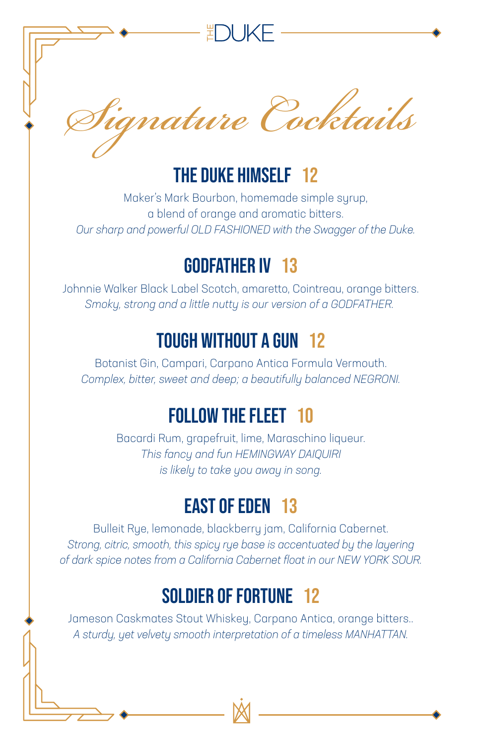THE DUKE

# Signature Cocktails

## THE DUKE HIMSELF 12

Maker's Mark Bourbon, homemade simple syrup, a blend of orange and aromatic bitters.
*Our sharp and powerful OLD FASHIONED with the Swagger of the Duke.*

## GODFATHER IV 13

Johnnie Walker Black Label Scotch, amaretto, Cointreau, orange bitters.
*Smoky, strong and a little nutty is our version of a GODFATHER.*

## TOUGH WITHOUT A GUN 12

Botanist Gin, Campari, Carpano Antica Formula Vermouth.
*Complex, bitter, sweet and deep; a beautifully balanced NEGRONI.*

## FOLLOW THE FLEET 10

Bacardi Rum, grapefruit, lime, Maraschino liqueur.
*This fancy and fun HEMINGWAY DAIQUIRI is likely to take you away in song.*

## EAST OF EDEN 13

Bulleit Rye, lemonade, blackberry jam, California Cabernet.
*Strong, citric, smooth, this spicy rye base is accentuated by the layering of dark spice notes from a California Cabernet float in our NEW YORK SOUR.*

## SOLDIER OF FORTUNE 12

Jameson Caskmates Stout Whiskey, Carpano Antica, orange bitters..
*A sturdy, yet velvety smooth interpretation of a timeless MANHATTAN.*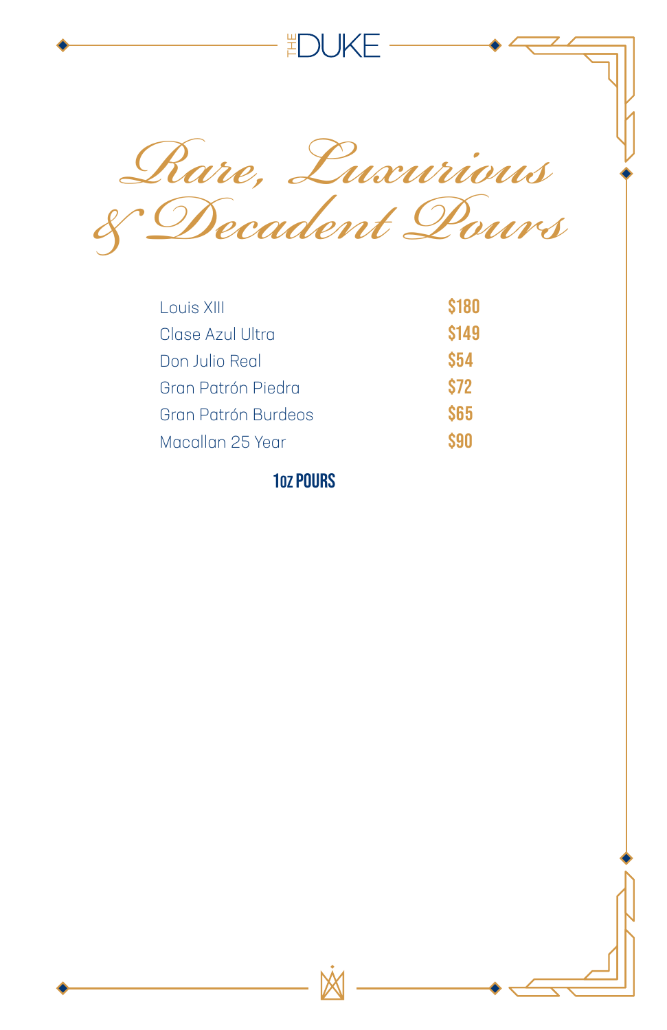# Rare, Luxurious & Decadent Pours

| | |
|---|---|
| Louis XIII | **$180** |
| Clase Azul Ultra | **$149** |
| Don Julio Real | **$54** |
| Gran Patrón Piedra | **$72** |
| Gran Patrón Burdeos | **$65** |
| Macallan 25 Year | **$90** |

**1oz POURS**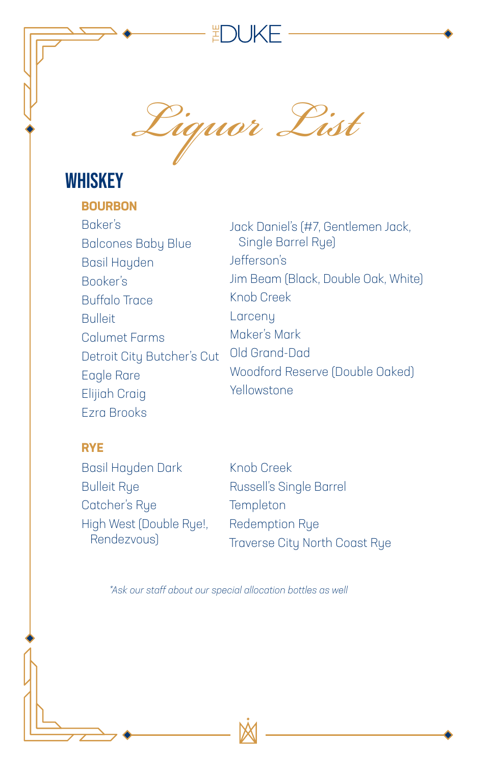THE DUKE

# Liquor List

## WHISKEY

### BOURBON

- Baker's
- Balcones Baby Blue
- Basil Hayden
- Booker's
- Buffalo Trace
- Bulleit
- Calumet Farms
- Detroit City Butcher's Cut
- Eagle Rare
- Elijiah Craig
- Ezra Brooks
- Jack Daniel's (#7, Gentlemen Jack, Single Barrel Rye)
- Jefferson's
- Jim Beam (Black, Double Oak, White)
- Knob Creek
- Larceny
- Maker's Mark
- Old Grand-Dad
- Woodford Reserve (Double Oaked)
- Yellowstone

### RYE

- Basil Hayden Dark
- Bulleit Rye
- Catcher's Rye
- High West (Double Rye!, Rendezvous)
- Knob Creek
- Russell's Single Barrel
- Templeton
- Redemption Rye
- Traverse City North Coast Rye

*\*Ask our staff about our special allocation bottles as well*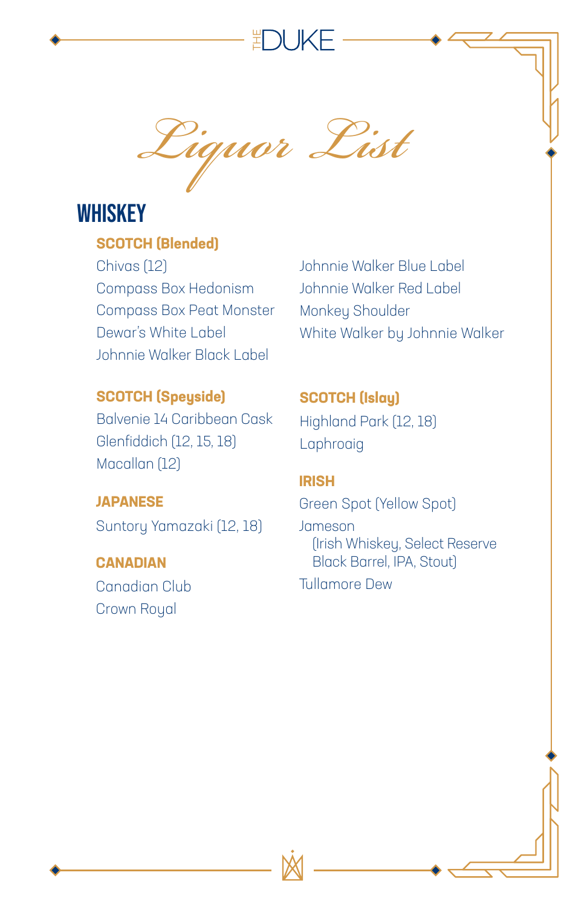THE DUKE

# Liquor List

## WHISKEY

### SCOTCH (Blended)

Chivas (12)
Compass Box Hedonism
Compass Box Peat Monster
Dewar's White Label
Johnnie Walker Black Label
Johnnie Walker Blue Label
Johnnie Walker Red Label
Monkey Shoulder
White Walker by Johnnie Walker

### SCOTCH (Speyside)

Balvenie 14 Caribbean Cask
Glenfiddich (12, 15, 18)
Macallan (12)

### JAPANESE

Suntory Yamazaki (12, 18)

### CANADIAN

Canadian Club
Crown Royal

### SCOTCH (Islay)

Highland Park (12, 18)
Laphroaig

### IRISH

Green Spot (Yellow Spot)
Jameson
(Irish Whiskey, Select Reserve Black Barrel, IPA, Stout)
Tullamore Dew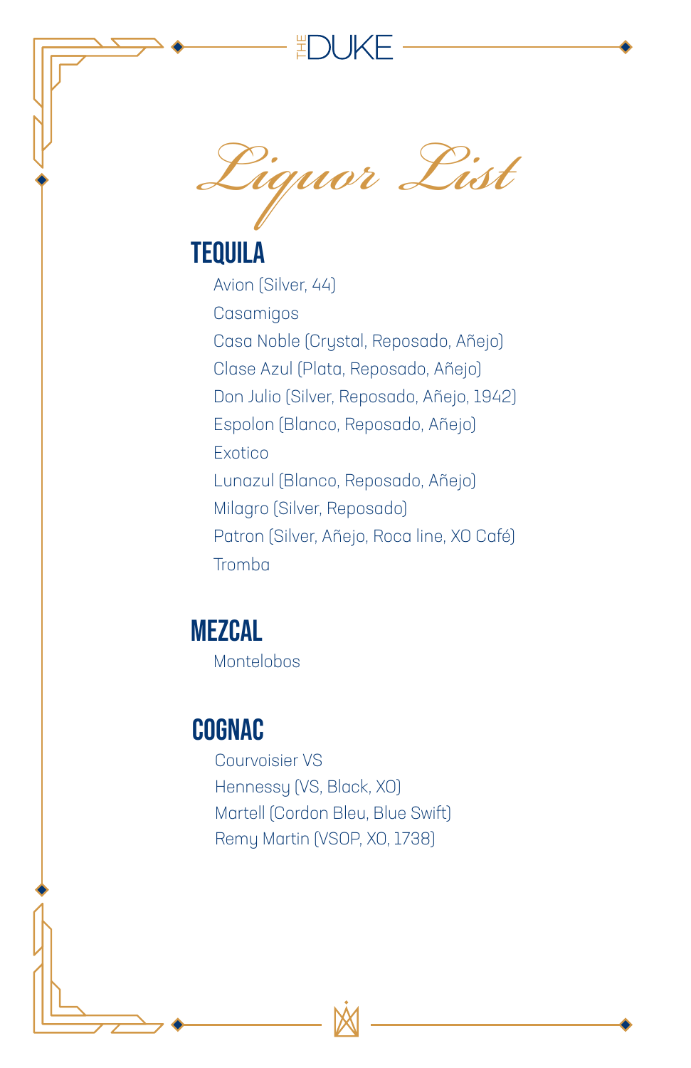THE DUKE

# Liquor List

## TEQUILA

- Avion (Silver, 44)
- Casamigos
- Casa Noble (Crystal, Reposado, Añejo)
- Clase Azul (Plata, Reposado, Añejo)
- Don Julio (Silver, Reposado, Añejo, 1942)
- Espolon (Blanco, Reposado, Añejo)
- Exotico
- Lunazul (Blanco, Reposado, Añejo)
- Milagro (Silver, Reposado)
- Patron (Silver, Añejo, Roca line, XO Café)
- Tromba

## MEZCAL

- Montelobos

## COGNAC

- Courvoisier VS
- Hennessy (VS, Black, XO)
- Martell (Cordon Bleu, Blue Swift)
- Remy Martin (VSOP, XO, 1738)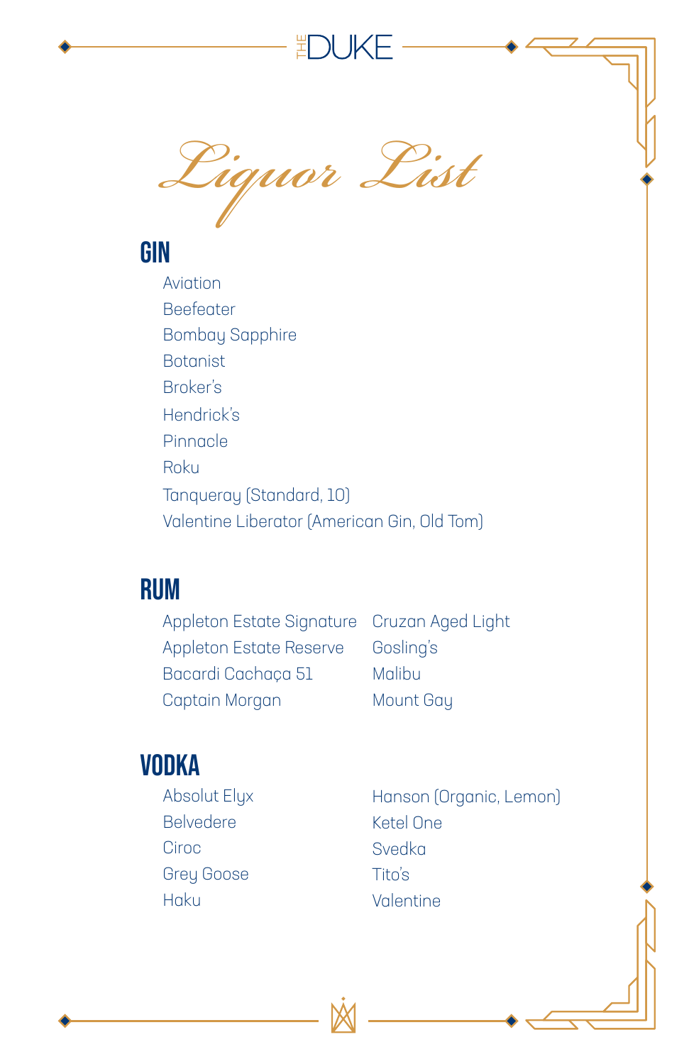THE DUKE

# Liquor List

## GIN

- Aviation
- Beefeater
- Bombay Sapphire
- Botanist
- Broker's
- Hendrick's
- Pinnacle
- Roku
- Tanqueray (Standard, 10)
- Valentine Liberator (American Gin, Old Tom)

## RUM

- Appleton Estate Signature
- Appleton Estate Reserve
- Bacardi Cachaça 51
- Captain Morgan
- Cruzan Aged Light
- Gosling's
- Malibu
- Mount Gay

## VODKA

- Absolut Elyx
- Belvedere
- Ciroc
- Grey Goose
- Haku
- Hanson (Organic, Lemon)
- Ketel One
- Svedka
- Tito's
- Valentine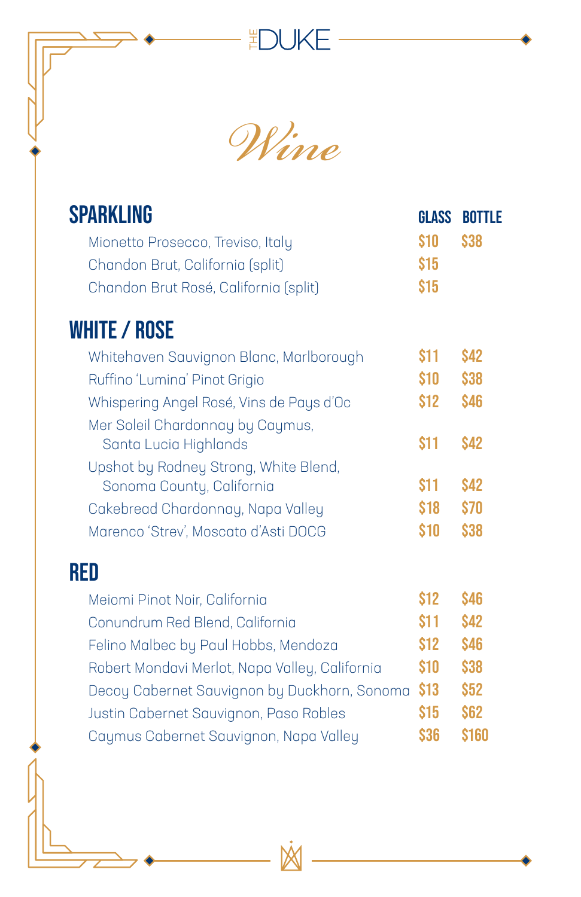THE DUKE

# Wine

## SPARKLING

| | GLASS | BOTTLE |
|---|---|---|
| Mionetto Prosecco, Treviso, Italy | $10 | $38 |
| Chandon Brut, California (split) | $15 | |
| Chandon Brut Rosé, California (split) | $15 | |

## WHITE / ROSE

| | GLASS | BOTTLE |
|---|---|---|
| Whitehaven Sauvignon Blanc, Marlborough | $11 | $42 |
| Ruffino 'Lumina' Pinot Grigio | $10 | $38 |
| Whispering Angel Rosé, Vins de Pays d'Oc | $12 | $46 |
| Mer Soleil Chardonnay by Caymus, Santa Lucia Highlands | $11 | $42 |
| Upshot by Rodney Strong, White Blend, Sonoma County, California | $11 | $42 |
| Cakebread Chardonnay, Napa Valley | $18 | $70 |
| Marenco 'Strev', Moscato d'Asti DOCG | $10 | $38 |

## RED

| | GLASS | BOTTLE |
|---|---|---|
| Meiomi Pinot Noir, California | $12 | $46 |
| Conundrum Red Blend, California | $11 | $42 |
| Felino Malbec by Paul Hobbs, Mendoza | $12 | $46 |
| Robert Mondavi Merlot, Napa Valley, California | $10 | $38 |
| Decoy Cabernet Sauvignon by Duckhorn, Sonoma | $13 | $52 |
| Justin Cabernet Sauvignon, Paso Robles | $15 | $62 |
| Caymus Cabernet Sauvignon, Napa Valley | $36 | $160 |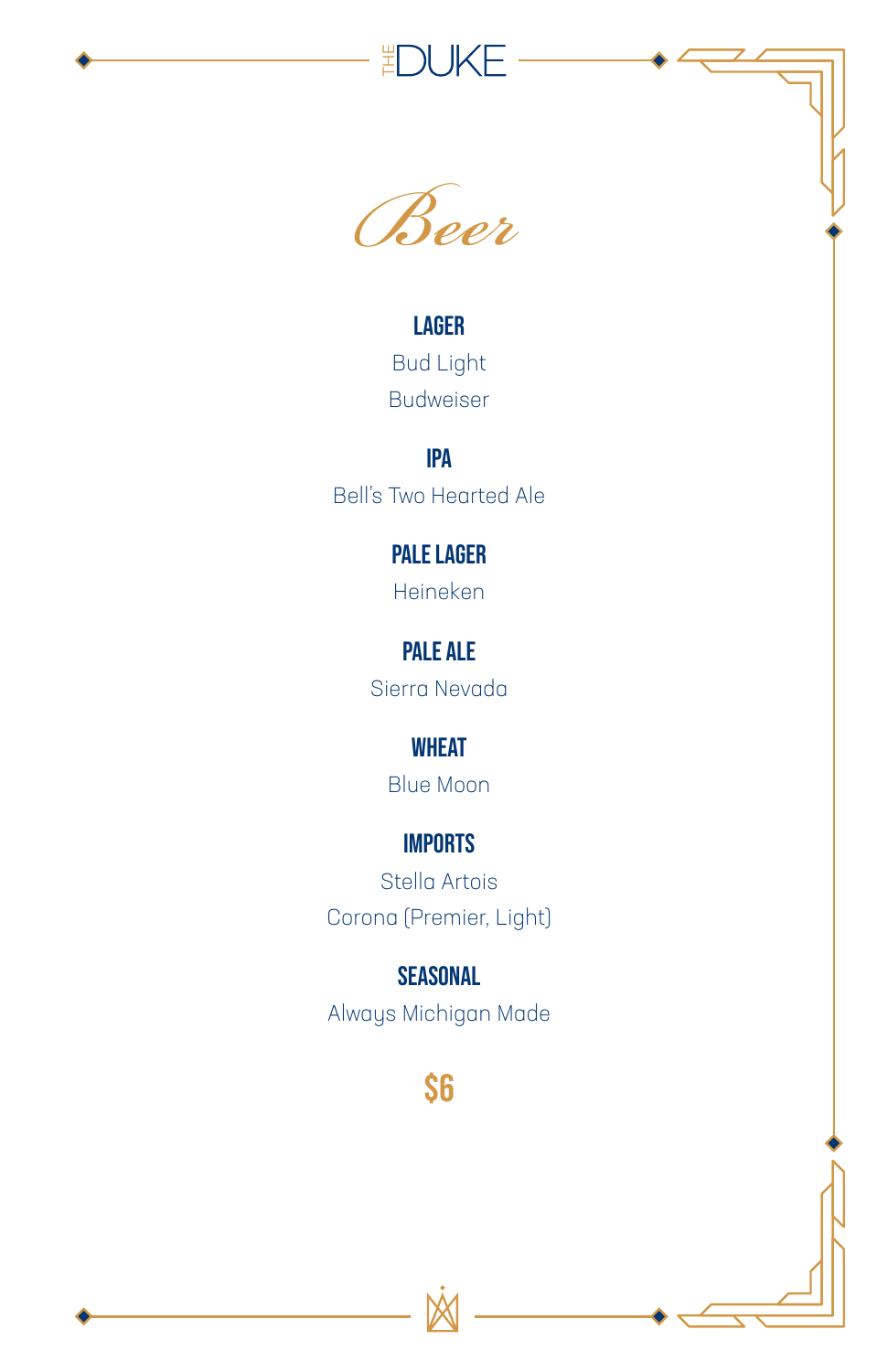THE DUKE

# Beer

### LAGER
Bud Light
Budweiser

### IPA
Bell's Two Hearted Ale

### PALE LAGER
Heineken

### PALE ALE
Sierra Nevada

### WHEAT
Blue Moon

### IMPORTS
Stella Artois
Corona (Premier, Light)

### SEASONAL
Always Michigan Made

**$6**